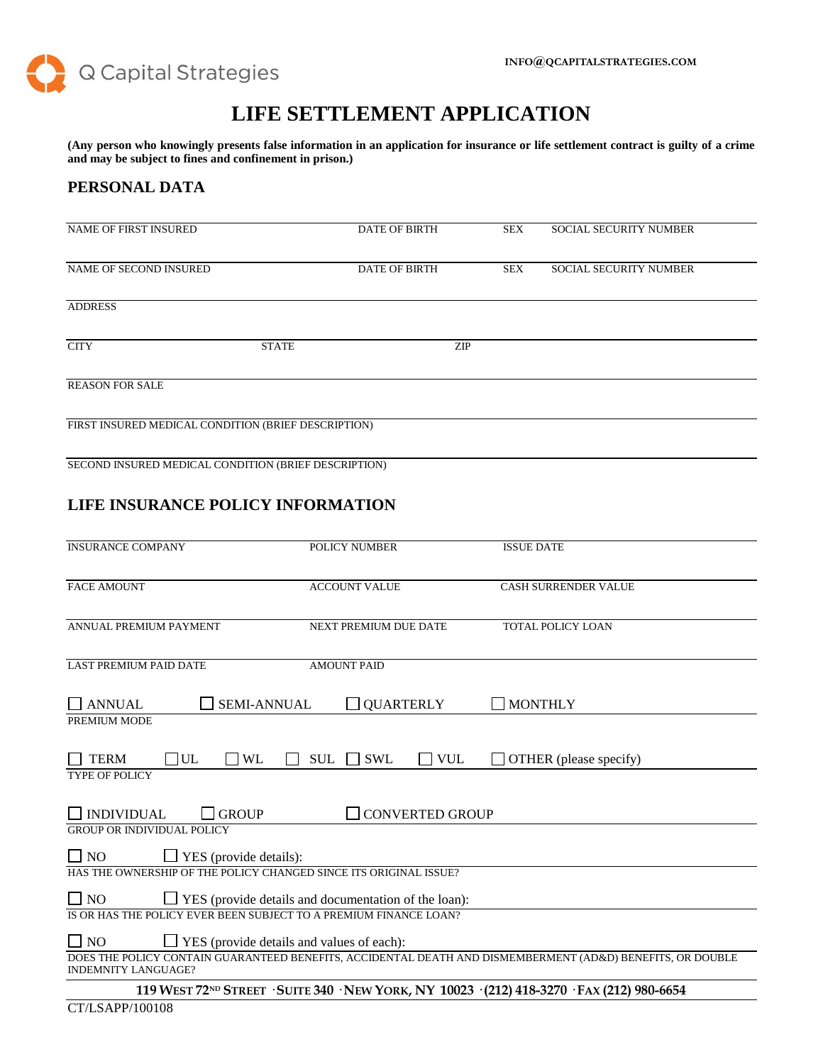Q Capital Strategies

INFO@QCAPITALSTRATEGIES.COM

# LIFE SETTLEMENT APPLICATION

**(Any person who knowingly presents false information in an application for insurance or life settlement contract is guilty of a crime and may be subject to fines and confinement in prison.)**

## PERSONAL DATA

| NAME OF FIRST INSURED | DATE OF BIRTH | SEX | SOCIAL SECURITY NUMBER |
|---|---|---|---|
| | | | |

| NAME OF SECOND INSURED | DATE OF BIRTH | SEX | SOCIAL SECURITY NUMBER |
|---|---|---|---|
| | | | |

ADDRESS

| CITY | STATE | ZIP |
|---|---|---|
| | | |

REASON FOR SALE

FIRST INSURED MEDICAL CONDITION (BRIEF DESCRIPTION)

SECOND INSURED MEDICAL CONDITION (BRIEF DESCRIPTION)

## LIFE INSURANCE POLICY INFORMATION

| INSURANCE COMPANY | POLICY NUMBER | ISSUE DATE |
|---|---|---|
| FACE AMOUNT | ACCOUNT VALUE | CASH SURRENDER VALUE |
| ANNUAL PREMIUM PAYMENT | NEXT PREMIUM DUE DATE | TOTAL POLICY LOAN |
| LAST PREMIUM PAID DATE | AMOUNT PAID | |

☐ ANNUAL ☐ SEMI-ANNUAL ☐ QUARTERLY ☐ MONTHLY

PREMIUM MODE

☐ TERM ☐ UL ☐ WL ☐ SUL ☐ SWL ☐ VUL ☐ OTHER (please specify)

TYPE OF POLICY

☐ INDIVIDUAL ☐ GROUP ☐ CONVERTED GROUP

GROUP OR INDIVIDUAL POLICY

☐ NO ☐ YES (provide details):

HAS THE OWNERSHIP OF THE POLICY CHANGED SINCE ITS ORIGINAL ISSUE?

☐ NO ☐ YES (provide details and documentation of the loan):

IS OR HAS THE POLICY EVER BEEN SUBJECT TO A PREMIUM FINANCE LOAN?

☐ NO ☐ YES (provide details and values of each):

DOES THE POLICY CONTAIN GUARANTEED BENEFITS, ACCIDENTAL DEATH AND DISMEMBERMENT (AD&D) BENEFITS, OR DOUBLE INDEMNITY LANGUAGE?

**119 WEST 72ND STREET · SUITE 340 · NEW YORK, NY 10023 · (212) 418-3270 · FAX (212) 980-6654**

CT/LSAPP/100108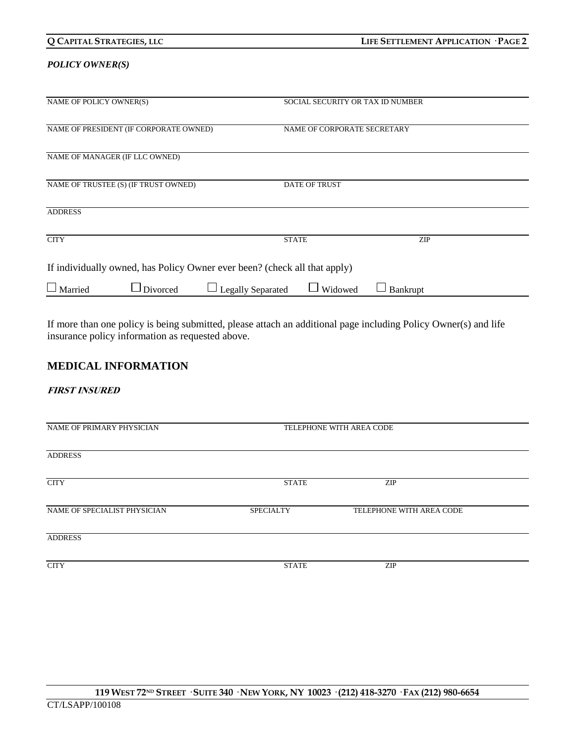***POLICY OWNER(S)***

| NAME OF POLICY OWNER(S) | SOCIAL SECURITY OR TAX ID NUMBER | |
|---|---|---|
| NAME OF PRESIDENT (IF CORPORATE OWNED) | NAME OF CORPORATE SECRETARY | |
| NAME OF MANAGER (IF LLC OWNED) | | |
| NAME OF TRUSTEE (S) (IF TRUST OWNED) | DATE OF TRUST | |
| ADDRESS | | |
| CITY | STATE | ZIP |

If individually owned, has Policy Owner ever been? (check all that apply)

☐ Married ☐ Divorced ☐ Legally Separated ☐ Widowed ☐ Bankrupt

If more than one policy is being submitted, please attach an additional page including Policy Owner(s) and life insurance policy information as requested above.

## MEDICAL INFORMATION

***FIRST INSURED***

| NAME OF PRIMARY PHYSICIAN | TELEPHONE WITH AREA CODE | |
|---|---|---|
| ADDRESS | | |
| CITY | STATE | ZIP |

| NAME OF SPECIALIST PHYSICIAN | SPECIALTY | TELEPHONE WITH AREA CODE |
|---|---|---|
| ADDRESS | | |
| CITY | STATE | ZIP |

CT/LSAPP/100108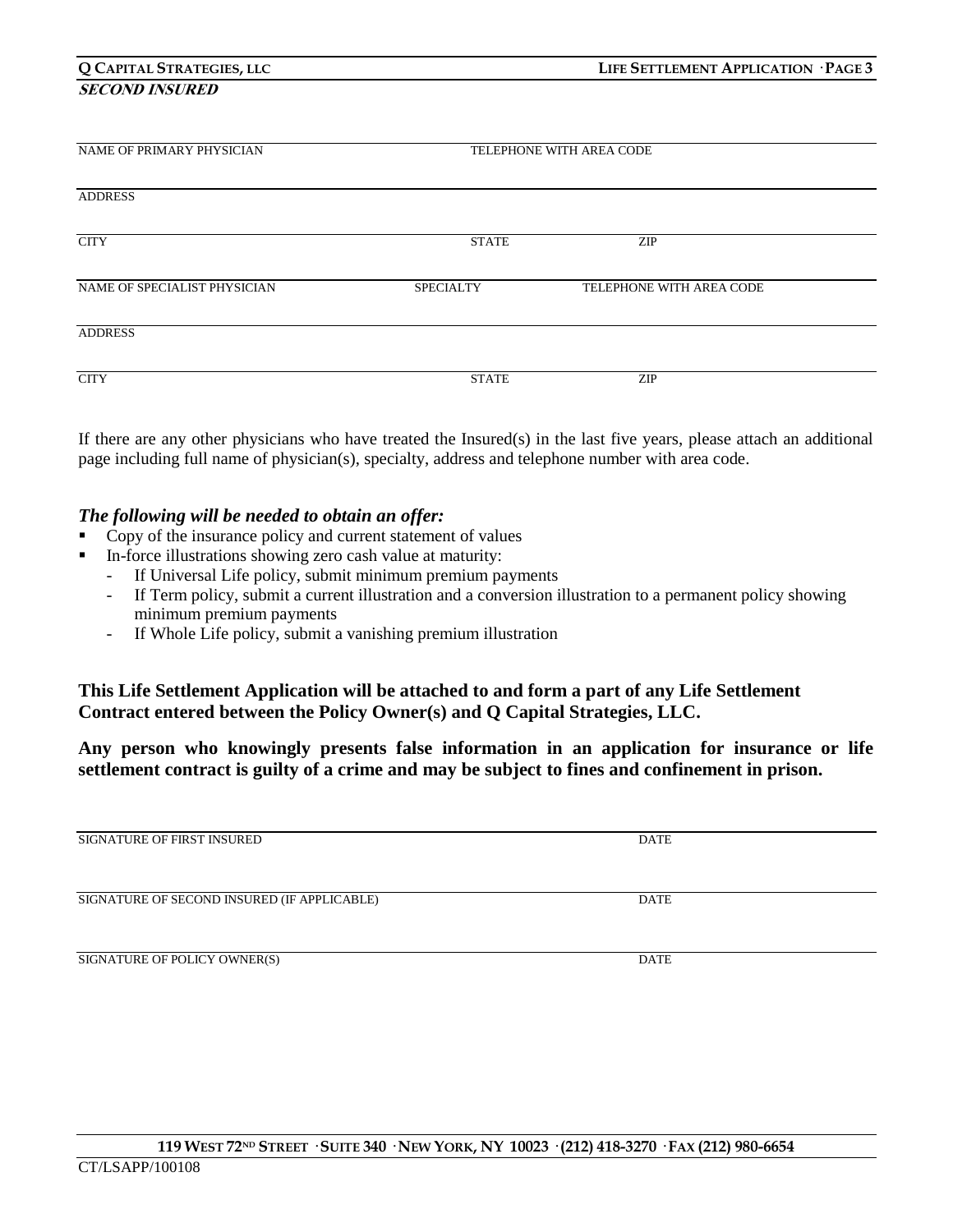***SECOND INSURED***

| NAME OF PRIMARY PHYSICIAN | | TELEPHONE WITH AREA CODE |
|---|---|---|
| ADDRESS | | |
| CITY | STATE | ZIP |

| NAME OF SPECIALIST PHYSICIAN | SPECIALTY | TELEPHONE WITH AREA CODE |
|---|---|---|
| ADDRESS | | |
| CITY | STATE | ZIP |

If there are any other physicians who have treated the Insured(s) in the last five years, please attach an additional page including full name of physician(s), specialty, address and telephone number with area code.

***The following will be needed to obtain an offer:***

- Copy of the insurance policy and current statement of values
- In-force illustrations showing zero cash value at maturity:
  - If Universal Life policy, submit minimum premium payments
  - If Term policy, submit a current illustration and a conversion illustration to a permanent policy showing minimum premium payments
  - If Whole Life policy, submit a vanishing premium illustration

**This Life Settlement Application will be attached to and form a part of any Life Settlement Contract entered between the Policy Owner(s) and Q Capital Strategies, LLC.**

**Any person who knowingly presents false information in an application for insurance or life settlement contract is guilty of a crime and may be subject to fines and confinement in prison.**

| SIGNATURE OF FIRST INSURED | DATE |
|---|---|
| SIGNATURE OF SECOND INSURED (IF APPLICABLE) | DATE |
| SIGNATURE OF POLICY OWNER(S) | DATE |

CT/LSAPP/100108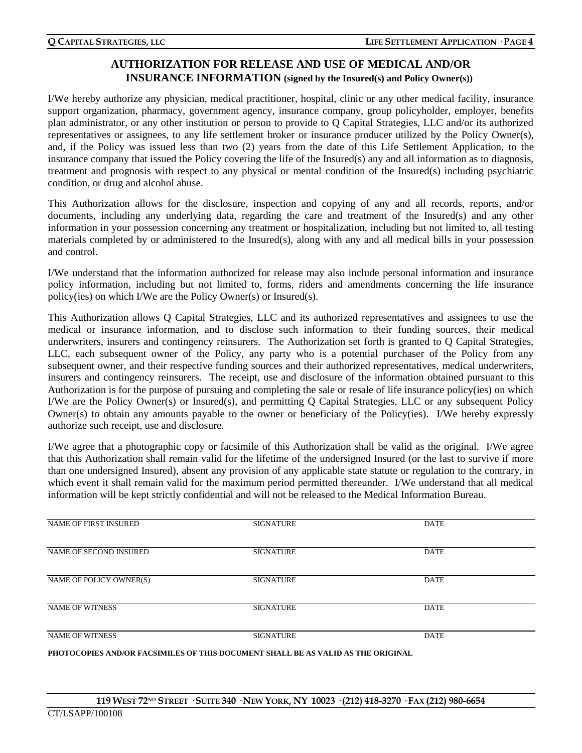## AUTHORIZATION FOR RELEASE AND USE OF MEDICAL AND/OR INSURANCE INFORMATION (signed by the Insured(s) and Policy Owner(s))

I/We hereby authorize any physician, medical practitioner, hospital, clinic or any other medical facility, insurance support organization, pharmacy, government agency, insurance company, group policyholder, employer, benefits plan administrator, or any other institution or person to provide to Q Capital Strategies, LLC and/or its authorized representatives or assignees, to any life settlement broker or insurance producer utilized by the Policy Owner(s), and, if the Policy was issued less than two (2) years from the date of this Life Settlement Application, to the insurance company that issued the Policy covering the life of the Insured(s) any and all information as to diagnosis, treatment and prognosis with respect to any physical or mental condition of the Insured(s) including psychiatric condition, or drug and alcohol abuse.

This Authorization allows for the disclosure, inspection and copying of any and all records, reports, and/or documents, including any underlying data, regarding the care and treatment of the Insured(s) and any other information in your possession concerning any treatment or hospitalization, including but not limited to, all testing materials completed by or administered to the Insured(s), along with any and all medical bills in your possession and control.

I/We understand that the information authorized for release may also include personal information and insurance policy information, including but not limited to, forms, riders and amendments concerning the life insurance policy(ies) on which I/We are the Policy Owner(s) or Insured(s).

This Authorization allows Q Capital Strategies, LLC and its authorized representatives and assignees to use the medical or insurance information, and to disclose such information to their funding sources, their medical underwriters, insurers and contingency reinsurers. The Authorization set forth is granted to Q Capital Strategies, LLC, each subsequent owner of the Policy, any party who is a potential purchaser of the Policy from any subsequent owner, and their respective funding sources and their authorized representatives, medical underwriters, insurers and contingency reinsurers. The receipt, use and disclosure of the information obtained pursuant to this Authorization is for the purpose of pursuing and completing the sale or resale of life insurance policy(ies) on which I/We are the Policy Owner(s) or Insured(s), and permitting Q Capital Strategies, LLC or any subsequent Policy Owner(s) to obtain any amounts payable to the owner or beneficiary of the Policy(ies). I/We hereby expressly authorize such receipt, use and disclosure.

I/We agree that a photographic copy or facsimile of this Authorization shall be valid as the original. I/We agree that this Authorization shall remain valid for the lifetime of the undersigned Insured (or the last to survive if more than one undersigned Insured), absent any provision of any applicable state statute or regulation to the contrary, in which event it shall remain valid for the maximum period permitted thereunder. I/We understand that all medical information will be kept strictly confidential and will not be released to the Medical Information Bureau.

| NAME OF FIRST INSURED | SIGNATURE | DATE |
|---|---|---|
| NAME OF SECOND INSURED | SIGNATURE | DATE |
| NAME OF POLICY OWNER(S) | SIGNATURE | DATE |
| NAME OF WITNESS | SIGNATURE | DATE |
| NAME OF WITNESS | SIGNATURE | DATE |

**PHOTOCOPIES AND/OR FACSIMILES OF THIS DOCUMENT SHALL BE AS VALID AS THE ORIGINAL**

**119 WEST 72ND STREET · SUITE 340 · NEW YORK, NY 10023 · (212) 418-3270 · FAX (212) 980-6654**

CT/LSAPP/100108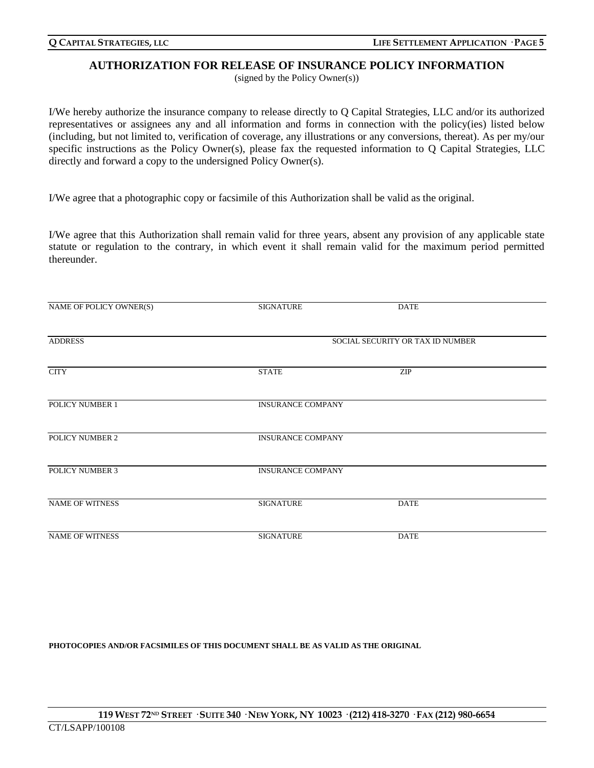## AUTHORIZATION FOR RELEASE OF INSURANCE POLICY INFORMATION

(signed by the Policy Owner(s))

I/We hereby authorize the insurance company to release directly to Q Capital Strategies, LLC and/or its authorized representatives or assignees any and all information and forms in connection with the policy(ies) listed below (including, but not limited to, verification of coverage, any illustrations or any conversions, thereat). As per my/our specific instructions as the Policy Owner(s), please fax the requested information to Q Capital Strategies, LLC directly and forward a copy to the undersigned Policy Owner(s).

I/We agree that a photographic copy or facsimile of this Authorization shall be valid as the original.

I/We agree that this Authorization shall remain valid for three years, absent any provision of any applicable state statute or regulation to the contrary, in which event it shall remain valid for the maximum period permitted thereunder.

| | | |
|---|---|---|
| NAME OF POLICY OWNER(S) | SIGNATURE | DATE |
| ADDRESS | | SOCIAL SECURITY OR TAX ID NUMBER |
| CITY | STATE | ZIP |
| POLICY NUMBER 1 | INSURANCE COMPANY | |
| POLICY NUMBER 2 | INSURANCE COMPANY | |
| POLICY NUMBER 3 | INSURANCE COMPANY | |
| NAME OF WITNESS | SIGNATURE | DATE |
| NAME OF WITNESS | SIGNATURE | DATE |

**PHOTOCOPIES AND/OR FACSIMILES OF THIS DOCUMENT SHALL BE AS VALID AS THE ORIGINAL**

**119 WEST 72ND STREET · SUITE 340 · NEW YORK, NY 10023 · (212) 418-3270 · FAX (212) 980-6654**

CT/LSAPP/100108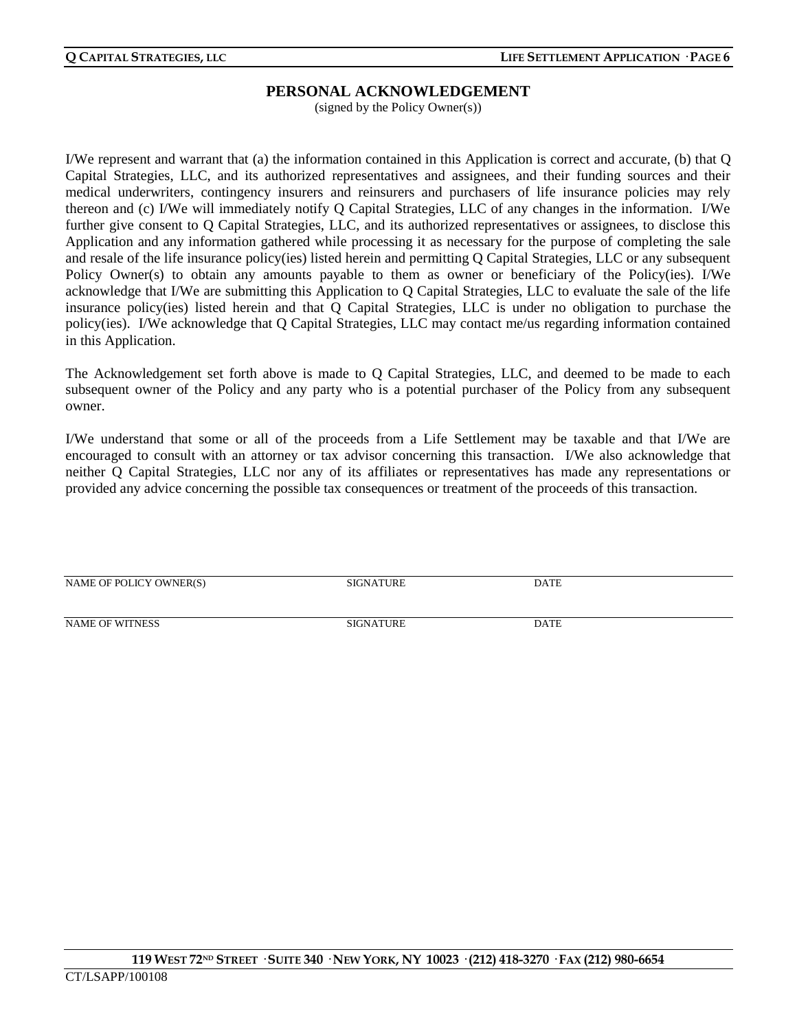## PERSONAL ACKNOWLEDGEMENT

(signed by the Policy Owner(s))

I/We represent and warrant that (a) the information contained in this Application is correct and accurate, (b) that Q Capital Strategies, LLC, and its authorized representatives and assignees, and their funding sources and their medical underwriters, contingency insurers and reinsurers and purchasers of life insurance policies may rely thereon and (c) I/We will immediately notify Q Capital Strategies, LLC of any changes in the information. I/We further give consent to Q Capital Strategies, LLC, and its authorized representatives or assignees, to disclose this Application and any information gathered while processing it as necessary for the purpose of completing the sale and resale of the life insurance policy(ies) listed herein and permitting Q Capital Strategies, LLC or any subsequent Policy Owner(s) to obtain any amounts payable to them as owner or beneficiary of the Policy(ies). I/We acknowledge that I/We are submitting this Application to Q Capital Strategies, LLC to evaluate the sale of the life insurance policy(ies) listed herein and that Q Capital Strategies, LLC is under no obligation to purchase the policy(ies). I/We acknowledge that Q Capital Strategies, LLC may contact me/us regarding information contained in this Application.

The Acknowledgement set forth above is made to Q Capital Strategies, LLC, and deemed to be made to each subsequent owner of the Policy and any party who is a potential purchaser of the Policy from any subsequent owner.

I/We understand that some or all of the proceeds from a Life Settlement may be taxable and that I/We are encouraged to consult with an attorney or tax advisor concerning this transaction. I/We also acknowledge that neither Q Capital Strategies, LLC nor any of its affiliates or representatives has made any representations or provided any advice concerning the possible tax consequences or treatment of the proceeds of this transaction.

| | | |
|---|---|---|
| NAME OF POLICY OWNER(S) | SIGNATURE | DATE |
| NAME OF WITNESS | SIGNATURE | DATE |

119 WEST 72ND STREET · SUITE 340 · NEW YORK, NY 10023 · (212) 418-3270 · FAX (212) 980-6654

CT/LSAPP/100108